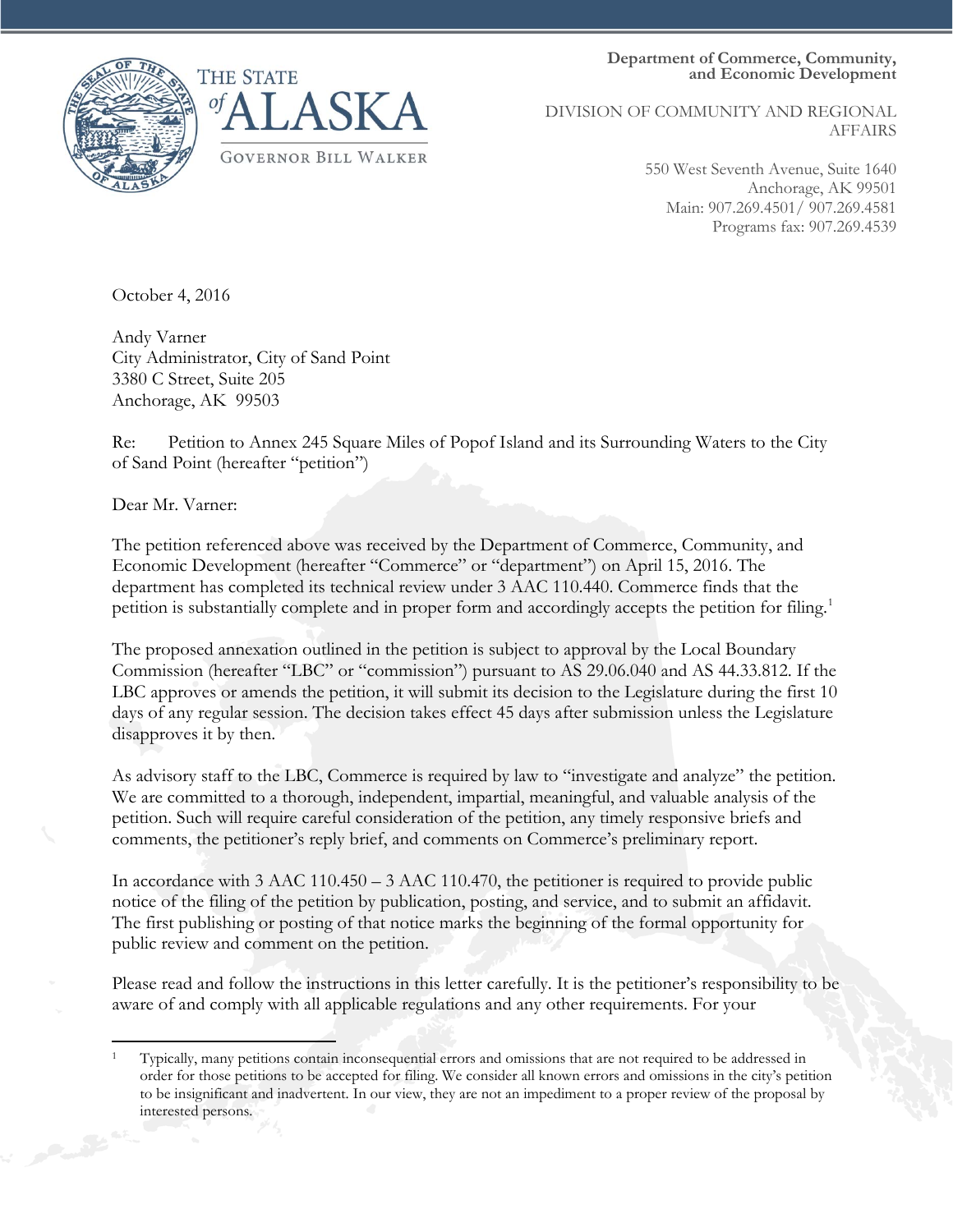THE STATE *of* ALASKA

GOVERNOR BILL WALKER

**Department of Commerce, Community, and Economic Development**

DIVISION OF COMMUNITY AND REGIONAL AFFAIRS

550 West Seventh Avenue, Suite 1640
Anchorage, AK 99501
Main: 907.269.4501/ 907.269.4581
Programs fax: 907.269.4539

October 4, 2016

Andy Varner
City Administrator, City of Sand Point
3380 C Street, Suite 205
Anchorage, AK 99503

Re: Petition to Annex 245 Square Miles of Popof Island and its Surrounding Waters to the City of Sand Point (hereafter "petition")

Dear Mr. Varner:

The petition referenced above was received by the Department of Commerce, Community, and Economic Development (hereafter "Commerce" or "department") on April 15, 2016. The department has completed its technical review under 3 AAC 110.440. Commerce finds that the petition is substantially complete and in proper form and accordingly accepts the petition for filing.[1]

The proposed annexation outlined in the petition is subject to approval by the Local Boundary Commission (hereafter "LBC" or "commission") pursuant to AS 29.06.040 and AS 44.33.812. If the LBC approves or amends the petition, it will submit its decision to the Legislature during the first 10 days of any regular session. The decision takes effect 45 days after submission unless the Legislature disapproves it by then.

As advisory staff to the LBC, Commerce is required by law to "investigate and analyze" the petition. We are committed to a thorough, independent, impartial, meaningful, and valuable analysis of the petition. Such will require careful consideration of the petition, any timely responsive briefs and comments, the petitioner's reply brief, and comments on Commerce's preliminary report.

In accordance with 3 AAC 110.450 – 3 AAC 110.470, the petitioner is required to provide public notice of the filing of the petition by publication, posting, and service, and to submit an affidavit. The first publishing or posting of that notice marks the beginning of the formal opportunity for public review and comment on the petition.

Please read and follow the instructions in this letter carefully. It is the petitioner's responsibility to be aware of and comply with all applicable regulations and any other requirements. For your

---

[1] Typically, many petitions contain inconsequential errors and omissions that are not required to be addressed in order for those petitions to be accepted for filing. We consider all known errors and omissions in the city's petition to be insignificant and inadvertent. In our view, they are not an impediment to a proper review of the proposal by interested persons.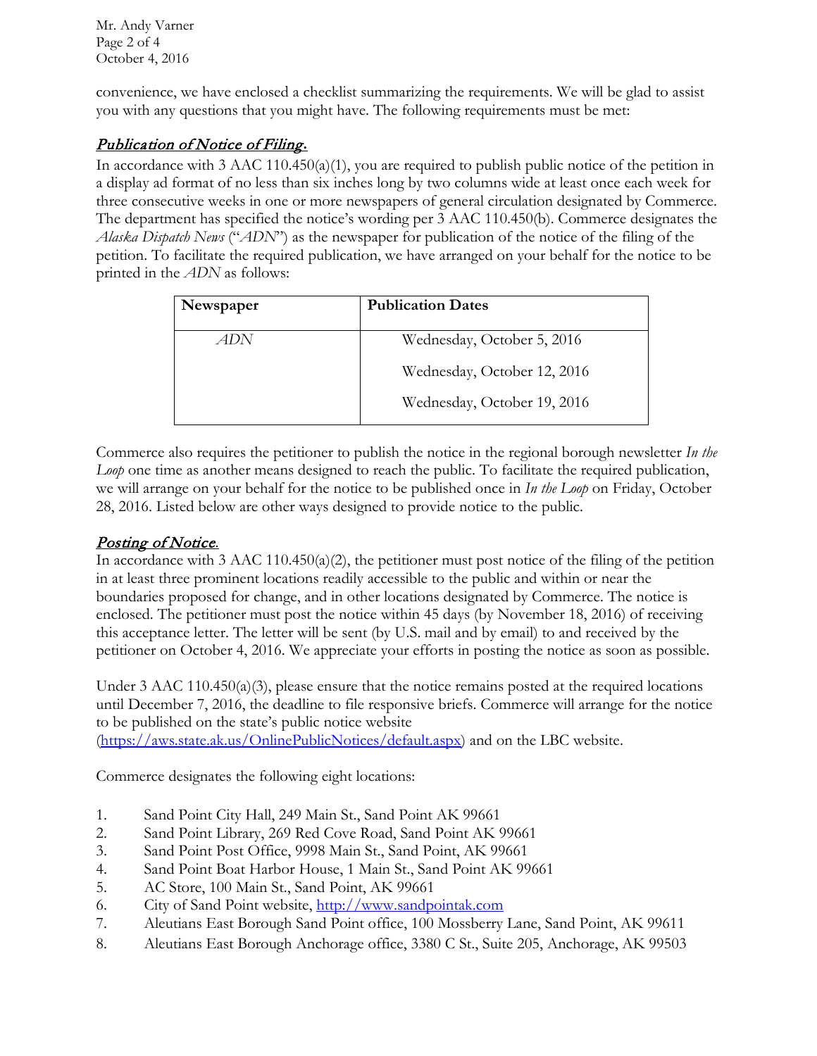convenience, we have enclosed a checklist summarizing the requirements. We will be glad to assist you with any questions that you might have. The following requirements must be met:

## *Publication of Notice of Filing.*

In accordance with 3 AAC 110.450(a)(1), you are required to publish public notice of the petition in a display ad format of no less than six inches long by two columns wide at least once each week for three consecutive weeks in one or more newspapers of general circulation designated by Commerce. The department has specified the notice's wording per 3 AAC 110.450(b). Commerce designates the *Alaska Dispatch News* ("*ADN*") as the newspaper for publication of the notice of the filing of the petition. To facilitate the required publication, we have arranged on your behalf for the notice to be printed in the *ADN* as follows:

| Newspaper | Publication Dates |
|---|---|
| *ADN* | Wednesday, October 5, 2016<br>Wednesday, October 12, 2016<br>Wednesday, October 19, 2016 |

Commerce also requires the petitioner to publish the notice in the regional borough newsletter *In the Loop* one time as another means designed to reach the public. To facilitate the required publication, we will arrange on your behalf for the notice to be published once in *In the Loop* on Friday, October 28, 2016. Listed below are other ways designed to provide notice to the public.

## *Posting of Notice.*

In accordance with 3 AAC 110.450(a)(2), the petitioner must post notice of the filing of the petition in at least three prominent locations readily accessible to the public and within or near the boundaries proposed for change, and in other locations designated by Commerce. The notice is enclosed. The petitioner must post the notice within 45 days (by November 18, 2016) of receiving this acceptance letter. The letter will be sent (by U.S. mail and by email) to and received by the petitioner on October 4, 2016. We appreciate your efforts in posting the notice as soon as possible.

Under 3 AAC 110.450(a)(3), please ensure that the notice remains posted at the required locations until December 7, 2016, the deadline to file responsive briefs. Commerce will arrange for the notice to be published on the state's public notice website (https://aws.state.ak.us/OnlinePublicNotices/default.aspx) and on the LBC website.

Commerce designates the following eight locations:

1. Sand Point City Hall, 249 Main St., Sand Point AK 99661
2. Sand Point Library, 269 Red Cove Road, Sand Point AK 99661
3. Sand Point Post Office, 9998 Main St., Sand Point, AK 99661
4. Sand Point Boat Harbor House, 1 Main St., Sand Point AK 99661
5. AC Store, 100 Main St., Sand Point, AK 99661
6. City of Sand Point website, http://www.sandpointak.com
7. Aleutians East Borough Sand Point office, 100 Mossberry Lane, Sand Point, AK 99611
8. Aleutians East Borough Anchorage office, 3380 C St., Suite 205, Anchorage, AK 99503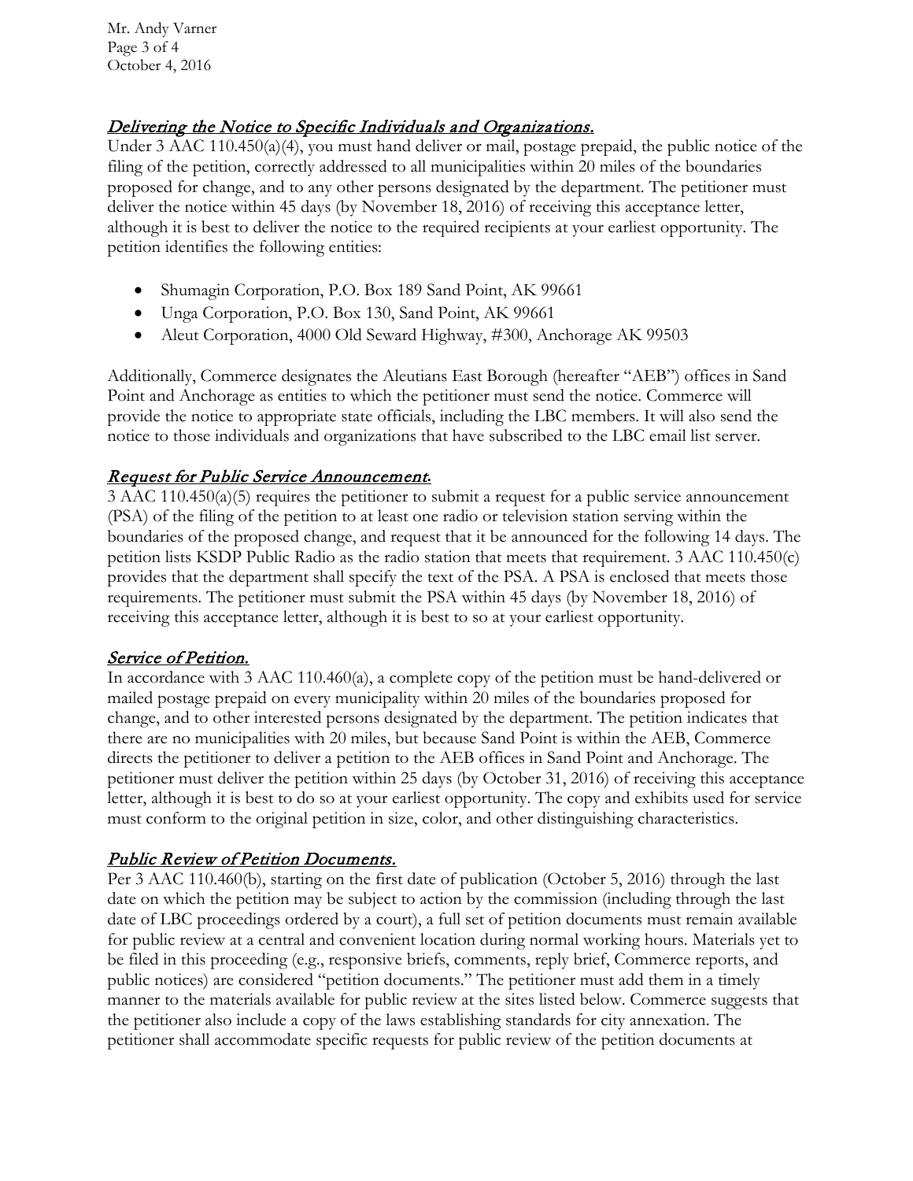## *Delivering the Notice to Specific Individuals and Organizations.*

Under 3 AAC 110.450(a)(4), you must hand deliver or mail, postage prepaid, the public notice of the filing of the petition, correctly addressed to all municipalities within 20 miles of the boundaries proposed for change, and to any other persons designated by the department. The petitioner must deliver the notice within 45 days (by November 18, 2016) of receiving this acceptance letter, although it is best to deliver the notice to the required recipients at your earliest opportunity. The petition identifies the following entities:

- Shumagin Corporation, P.O. Box 189 Sand Point, AK 99661
- Unga Corporation, P.O. Box 130, Sand Point, AK 99661
- Aleut Corporation, 4000 Old Seward Highway, #300, Anchorage AK 99503

Additionally, Commerce designates the Aleutians East Borough (hereafter "AEB") offices in Sand Point and Anchorage as entities to which the petitioner must send the notice. Commerce will provide the notice to appropriate state officials, including the LBC members. It will also send the notice to those individuals and organizations that have subscribed to the LBC email list server.

## *Request for Public Service Announcement.*

3 AAC 110.450(a)(5) requires the petitioner to submit a request for a public service announcement (PSA) of the filing of the petition to at least one radio or television station serving within the boundaries of the proposed change, and request that it be announced for the following 14 days. The petition lists KSDP Public Radio as the radio station that meets that requirement. 3 AAC 110.450(c) provides that the department shall specify the text of the PSA. A PSA is enclosed that meets those requirements. The petitioner must submit the PSA within 45 days (by November 18, 2016) of receiving this acceptance letter, although it is best to so at your earliest opportunity.

## *Service of Petition.*

In accordance with 3 AAC 110.460(a), a complete copy of the petition must be hand-delivered or mailed postage prepaid on every municipality within 20 miles of the boundaries proposed for change, and to other interested persons designated by the department. The petition indicates that there are no municipalities with 20 miles, but because Sand Point is within the AEB, Commerce directs the petitioner to deliver a petition to the AEB offices in Sand Point and Anchorage. The petitioner must deliver the petition within 25 days (by October 31, 2016) of receiving this acceptance letter, although it is best to do so at your earliest opportunity. The copy and exhibits used for service must conform to the original petition in size, color, and other distinguishing characteristics.

## *Public Review of Petition Documents.*

Per 3 AAC 110.460(b), starting on the first date of publication (October 5, 2016) through the last date on which the petition may be subject to action by the commission (including through the last date of LBC proceedings ordered by a court), a full set of petition documents must remain available for public review at a central and convenient location during normal working hours. Materials yet to be filed in this proceeding (e.g., responsive briefs, comments, reply brief, Commerce reports, and public notices) are considered "petition documents." The petitioner must add them in a timely manner to the materials available for public review at the sites listed below. Commerce suggests that the petitioner also include a copy of the laws establishing standards for city annexation. The petitioner shall accommodate specific requests for public review of the petition documents at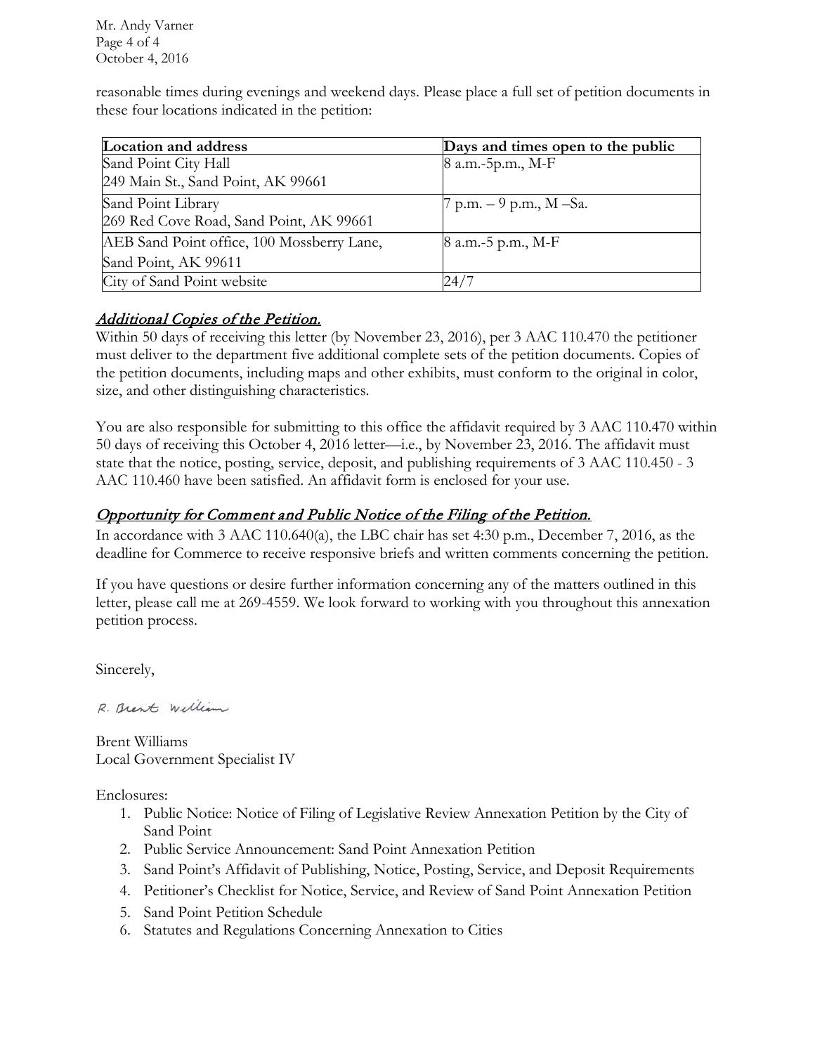reasonable times during evenings and weekend days. Please place a full set of petition documents in these four locations indicated in the petition:

| Location and address | Days and times open to the public |
|---|---|
| Sand Point City Hall<br>249 Main St., Sand Point, AK 99661 | 8 a.m.-5p.m., M-F |
| Sand Point Library<br>269 Red Cove Road, Sand Point, AK 99661 | 7 p.m. – 9 p.m., M –Sa. |
| AEB Sand Point office, 100 Mossberry Lane,<br>Sand Point, AK 99611 | 8 a.m.-5 p.m., M-F |
| City of Sand Point website | 24/7 |

### *Additional Copies of the Petition.*

Within 50 days of receiving this letter (by November 23, 2016), per 3 AAC 110.470 the petitioner must deliver to the department five additional complete sets of the petition documents. Copies of the petition documents, including maps and other exhibits, must conform to the original in color, size, and other distinguishing characteristics.

You are also responsible for submitting to this office the affidavit required by 3 AAC 110.470 within 50 days of receiving this October 4, 2016 letter—i.e., by November 23, 2016. The affidavit must state that the notice, posting, service, deposit, and publishing requirements of 3 AAC 110.450 - 3 AAC 110.460 have been satisfied. An affidavit form is enclosed for your use.

### *Opportunity for Comment and Public Notice of the Filing of the Petition.*

In accordance with 3 AAC 110.640(a), the LBC chair has set 4:30 p.m., December 7, 2016, as the deadline for Commerce to receive responsive briefs and written comments concerning the petition.

If you have questions or desire further information concerning any of the matters outlined in this letter, please call me at 269-4559. We look forward to working with you throughout this annexation petition process.

Sincerely,

R. Brent William

Brent Williams
Local Government Specialist IV

Enclosures:

1. Public Notice: Notice of Filing of Legislative Review Annexation Petition by the City of Sand Point
2. Public Service Announcement: Sand Point Annexation Petition
3. Sand Point's Affidavit of Publishing, Notice, Posting, Service, and Deposit Requirements
4. Petitioner's Checklist for Notice, Service, and Review of Sand Point Annexation Petition
5. Sand Point Petition Schedule
6. Statutes and Regulations Concerning Annexation to Cities